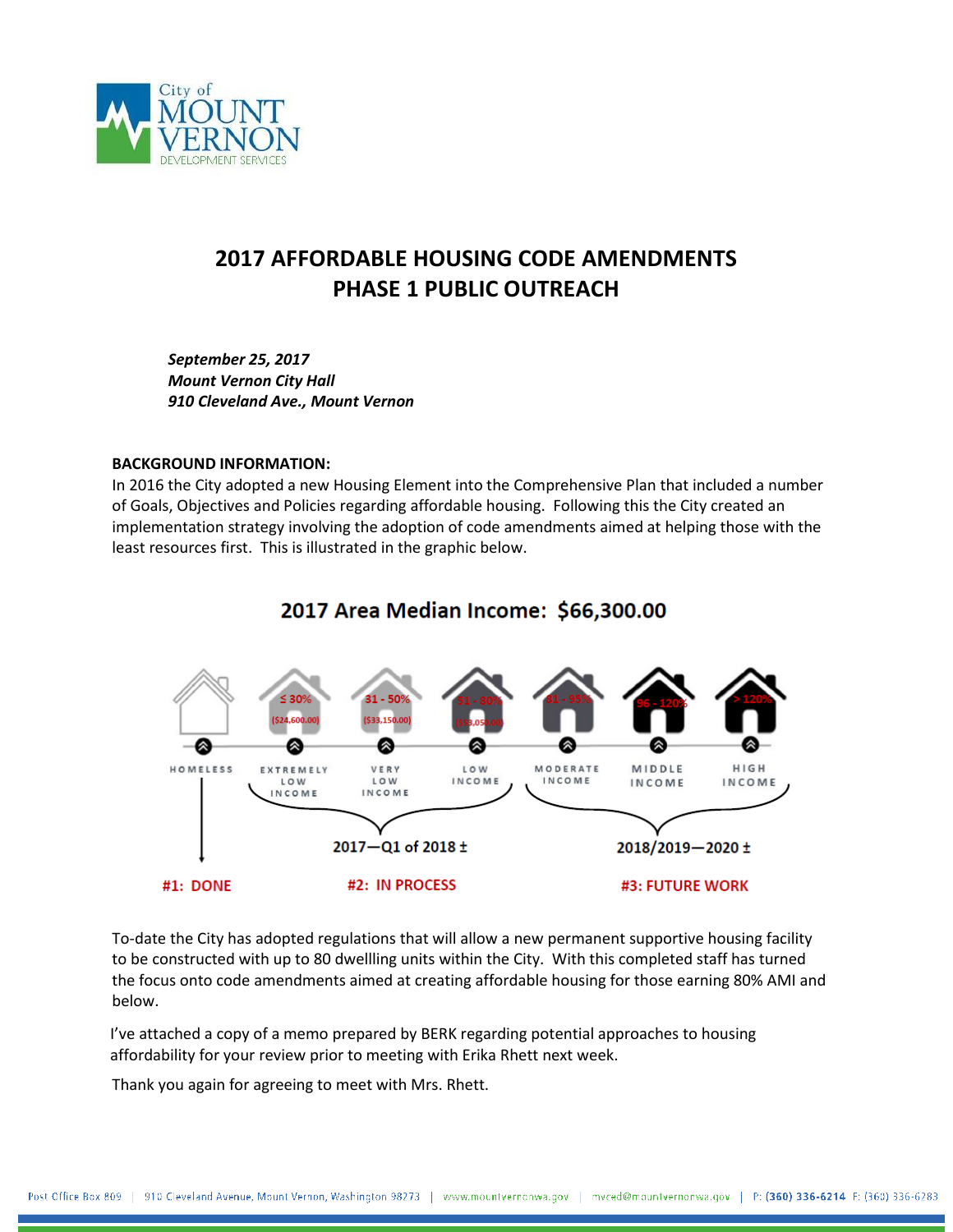City of MOUNT VERNON DEVELOPMENT SERVICES

# 2017 AFFORDABLE HOUSING CODE AMENDMENTS
# PHASE 1 PUBLIC OUTREACH

***September 25, 2017***
***Mount Vernon City Hall***
***910 Cleveland Ave., Mount Vernon***

**BACKGROUND INFORMATION:**
In 2016 the City adopted a new Housing Element into the Comprehensive Plan that included a number of Goals, Objectives and Policies regarding affordable housing. Following this the City created an implementation strategy involving the adoption of code amendments aimed at helping those with the least resources first. This is illustrated in the graphic below.

## 2017 Area Median Income: $66,300.00

| HOMELESS | EXTREMELY LOW INCOME | VERY LOW INCOME | LOW INCOME | MODERATE INCOME | MIDDLE INCOME | HIGH INCOME |
|---|---|---|---|---|---|---|
| | ≤ 30% ($24,600.00) | 31 - 50% ($33,150.00) | 51 - 80% ($53,050.00) | 81 - 95% | 96 - 120% | > 120% |
| #1: DONE | 2017—Q1 of 2018 ± | | | 2018/2019—2020 ± | | |
| | #2: IN PROCESS | | | #3: FUTURE WORK | | |

To-date the City has adopted regulations that will allow a new permanent supportive housing facility to be constructed with up to 80 dwellling units within the City. With this completed staff has turned the focus onto code amendments aimed at creating affordable housing for those earning 80% AMI and below.

I've attached a copy of a memo prepared by BERK regarding potential approaches to housing affordability for your review prior to meeting with Erika Rhett next week.

Thank you again for agreeing to meet with Mrs. Rhett.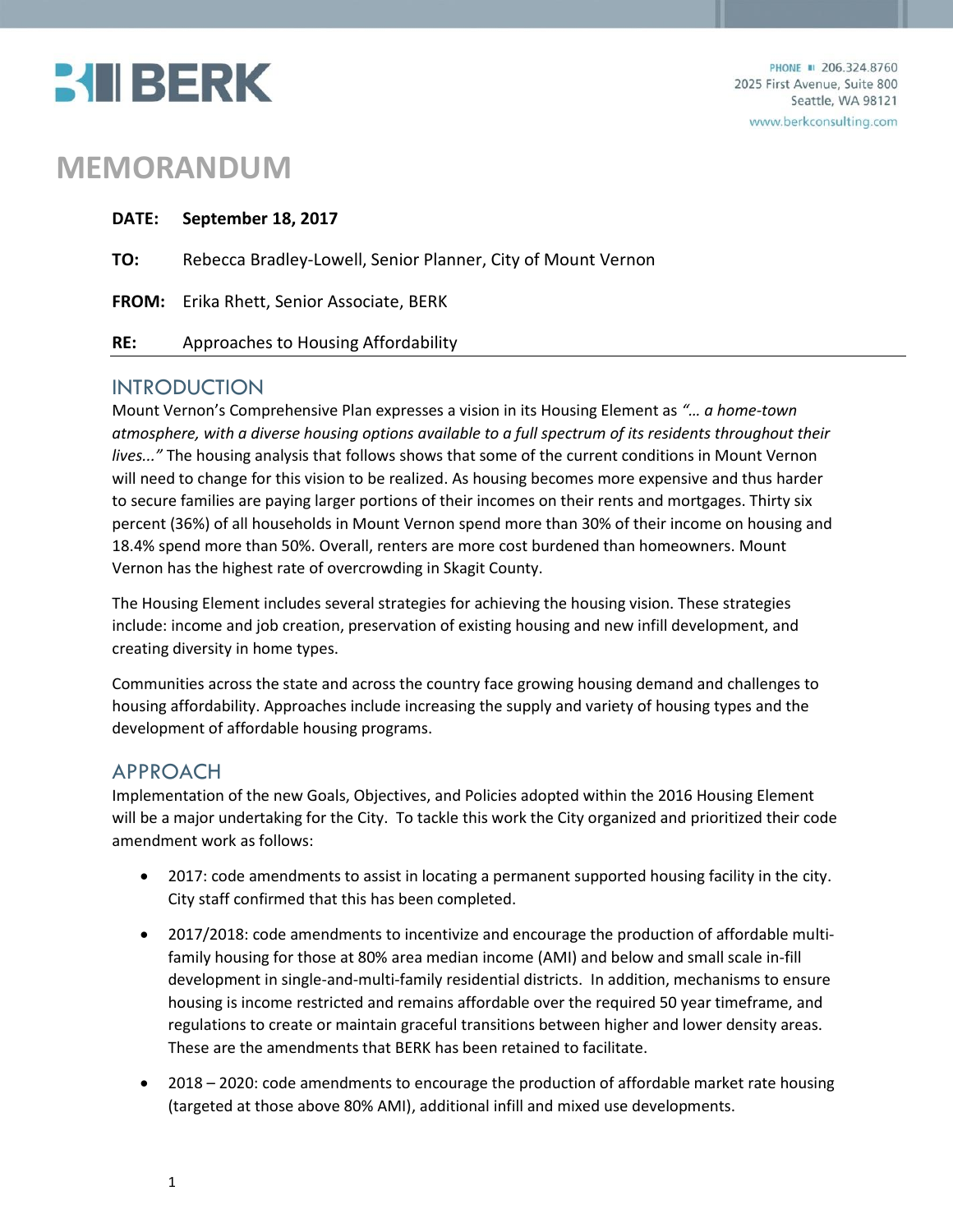# MEMORANDUM

**DATE:** **September 18, 2017**

**TO:** Rebecca Bradley-Lowell, Senior Planner, City of Mount Vernon

**FROM:** Erika Rhett, Senior Associate, BERK

**RE:** Approaches to Housing Affordability

## INTRODUCTION

Mount Vernon's Comprehensive Plan expresses a vision in its Housing Element as *"... a home-town atmosphere, with a diverse housing options available to a full spectrum of its residents throughout their lives..."* The housing analysis that follows shows that some of the current conditions in Mount Vernon will need to change for this vision to be realized. As housing becomes more expensive and thus harder to secure families are paying larger portions of their incomes on their rents and mortgages. Thirty six percent (36%) of all households in Mount Vernon spend more than 30% of their income on housing and 18.4% spend more than 50%. Overall, renters are more cost burdened than homeowners. Mount Vernon has the highest rate of overcrowding in Skagit County.

The Housing Element includes several strategies for achieving the housing vision. These strategies include: income and job creation, preservation of existing housing and new infill development, and creating diversity in home types.

Communities across the state and across the country face growing housing demand and challenges to housing affordability. Approaches include increasing the supply and variety of housing types and the development of affordable housing programs.

## APPROACH

Implementation of the new Goals, Objectives, and Policies adopted within the 2016 Housing Element will be a major undertaking for the City. To tackle this work the City organized and prioritized their code amendment work as follows:

- 2017: code amendments to assist in locating a permanent supported housing facility in the city. City staff confirmed that this has been completed.
- 2017/2018: code amendments to incentivize and encourage the production of affordable multi-family housing for those at 80% area median income (AMI) and below and small scale in-fill development in single-and-multi-family residential districts. In addition, mechanisms to ensure housing is income restricted and remains affordable over the required 50 year timeframe, and regulations to create or maintain graceful transitions between higher and lower density areas. These are the amendments that BERK has been retained to facilitate.
- 2018 – 2020: code amendments to encourage the production of affordable market rate housing (targeted at those above 80% AMI), additional infill and mixed use developments.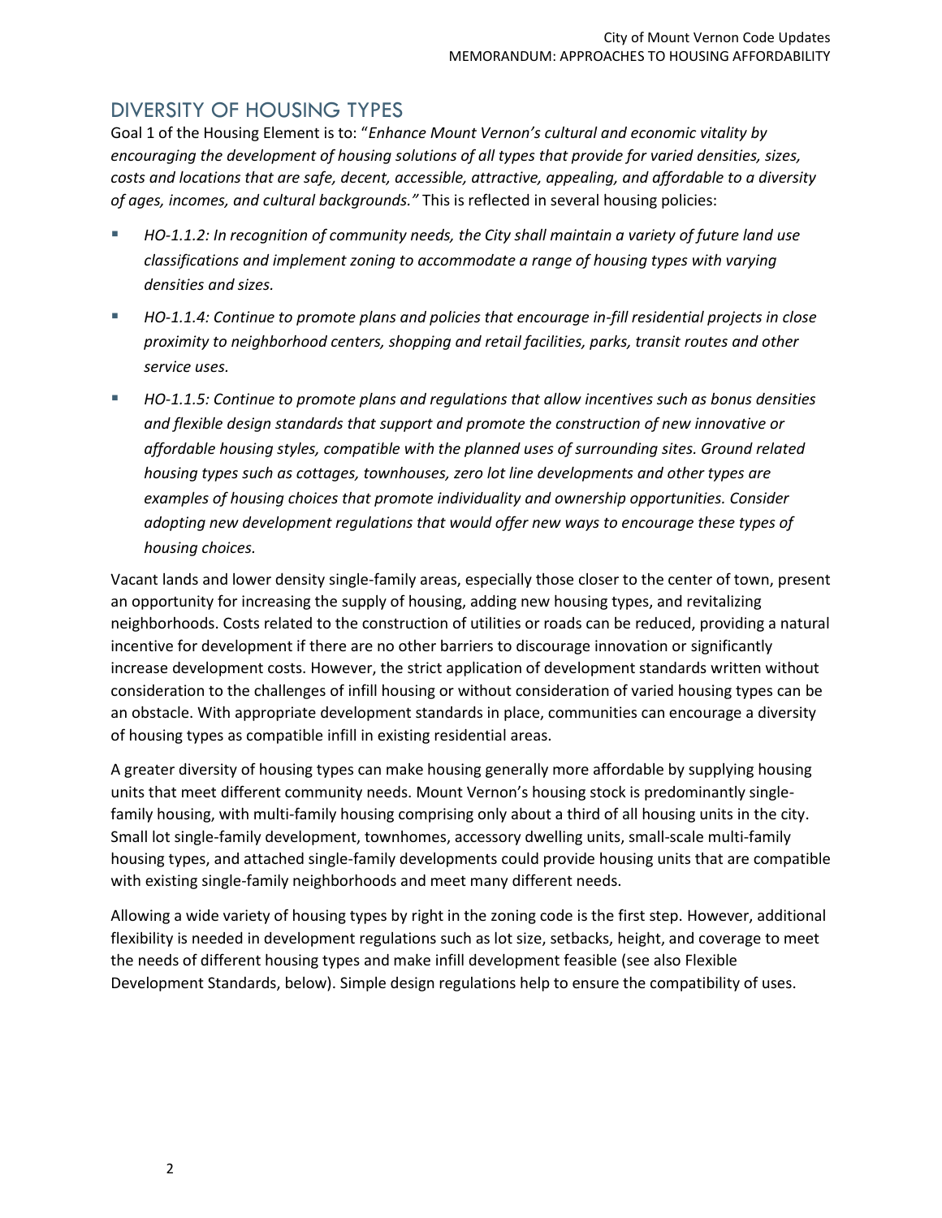## DIVERSITY OF HOUSING TYPES

Goal 1 of the Housing Element is to: "*Enhance Mount Vernon's cultural and economic vitality by encouraging the development of housing solutions of all types that provide for varied densities, sizes, costs and locations that are safe, decent, accessible, attractive, appealing, and affordable to a diversity of ages, incomes, and cultural backgrounds."* This is reflected in several housing policies:

- *HO-1.1.2: In recognition of community needs, the City shall maintain a variety of future land use classifications and implement zoning to accommodate a range of housing types with varying densities and sizes.*
- *HO-1.1.4: Continue to promote plans and policies that encourage in-fill residential projects in close proximity to neighborhood centers, shopping and retail facilities, parks, transit routes and other service uses.*
- *HO-1.1.5: Continue to promote plans and regulations that allow incentives such as bonus densities and flexible design standards that support and promote the construction of new innovative or affordable housing styles, compatible with the planned uses of surrounding sites. Ground related housing types such as cottages, townhouses, zero lot line developments and other types are examples of housing choices that promote individuality and ownership opportunities. Consider adopting new development regulations that would offer new ways to encourage these types of housing choices.*

Vacant lands and lower density single-family areas, especially those closer to the center of town, present an opportunity for increasing the supply of housing, adding new housing types, and revitalizing neighborhoods. Costs related to the construction of utilities or roads can be reduced, providing a natural incentive for development if there are no other barriers to discourage innovation or significantly increase development costs. However, the strict application of development standards written without consideration to the challenges of infill housing or without consideration of varied housing types can be an obstacle. With appropriate development standards in place, communities can encourage a diversity of housing types as compatible infill in existing residential areas.

A greater diversity of housing types can make housing generally more affordable by supplying housing units that meet different community needs. Mount Vernon's housing stock is predominantly single-family housing, with multi-family housing comprising only about a third of all housing units in the city. Small lot single-family development, townhomes, accessory dwelling units, small-scale multi-family housing types, and attached single-family developments could provide housing units that are compatible with existing single-family neighborhoods and meet many different needs.

Allowing a wide variety of housing types by right in the zoning code is the first step. However, additional flexibility is needed in development regulations such as lot size, setbacks, height, and coverage to meet the needs of different housing types and make infill development feasible (see also Flexible Development Standards, below). Simple design regulations help to ensure the compatibility of uses.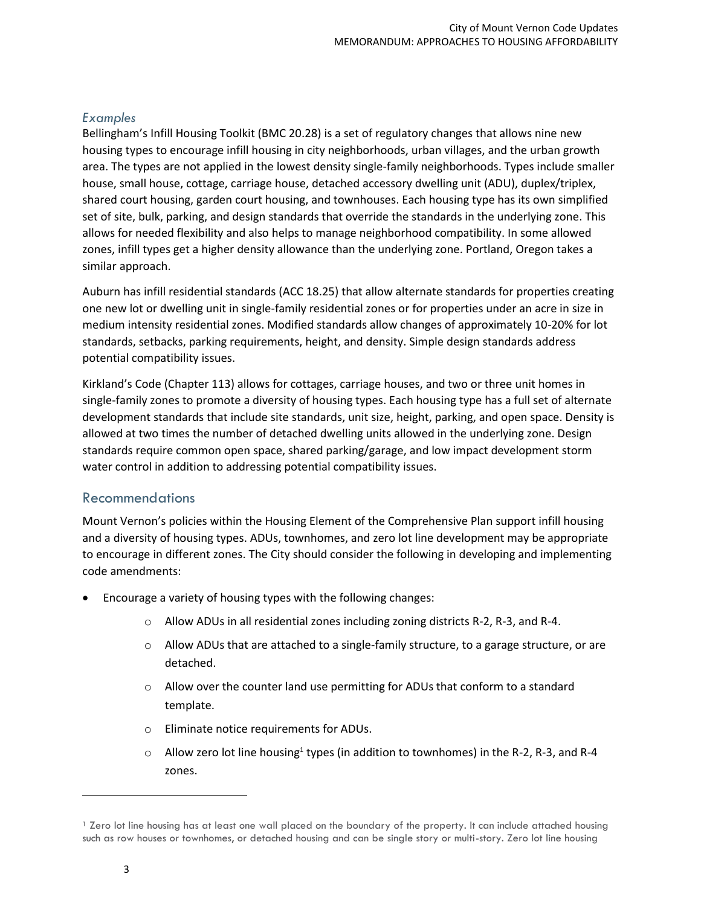### *Examples*

Bellingham's Infill Housing Toolkit (BMC 20.28) is a set of regulatory changes that allows nine new housing types to encourage infill housing in city neighborhoods, urban villages, and the urban growth area. The types are not applied in the lowest density single-family neighborhoods. Types include smaller house, small house, cottage, carriage house, detached accessory dwelling unit (ADU), duplex/triplex, shared court housing, garden court housing, and townhouses. Each housing type has its own simplified set of site, bulk, parking, and design standards that override the standards in the underlying zone. This allows for needed flexibility and also helps to manage neighborhood compatibility. In some allowed zones, infill types get a higher density allowance than the underlying zone. Portland, Oregon takes a similar approach.

Auburn has infill residential standards (ACC 18.25) that allow alternate standards for properties creating one new lot or dwelling unit in single-family residential zones or for properties under an acre in size in medium intensity residential zones. Modified standards allow changes of approximately 10-20% for lot standards, setbacks, parking requirements, height, and density. Simple design standards address potential compatibility issues.

Kirkland's Code (Chapter 113) allows for cottages, carriage houses, and two or three unit homes in single-family zones to promote a diversity of housing types. Each housing type has a full set of alternate development standards that include site standards, unit size, height, parking, and open space. Density is allowed at two times the number of detached dwelling units allowed in the underlying zone. Design standards require common open space, shared parking/garage, and low impact development storm water control in addition to addressing potential compatibility issues.

## Recommendations

Mount Vernon's policies within the Housing Element of the Comprehensive Plan support infill housing and a diversity of housing types. ADUs, townhomes, and zero lot line development may be appropriate to encourage in different zones. The City should consider the following in developing and implementing code amendments:

- Encourage a variety of housing types with the following changes:
  - Allow ADUs in all residential zones including zoning districts R-2, R-3, and R-4.
  - Allow ADUs that are attached to a single-family structure, to a garage structure, or are detached.
  - Allow over the counter land use permitting for ADUs that conform to a standard template.
  - Eliminate notice requirements for ADUs.
  - Allow zero lot line housing[1] types (in addition to townhomes) in the R-2, R-3, and R-4 zones.

---

[1] Zero lot line housing has at least one wall placed on the boundary of the property. It can include attached housing such as row houses or townhomes, or detached housing and can be single story or multi-story. Zero lot line housing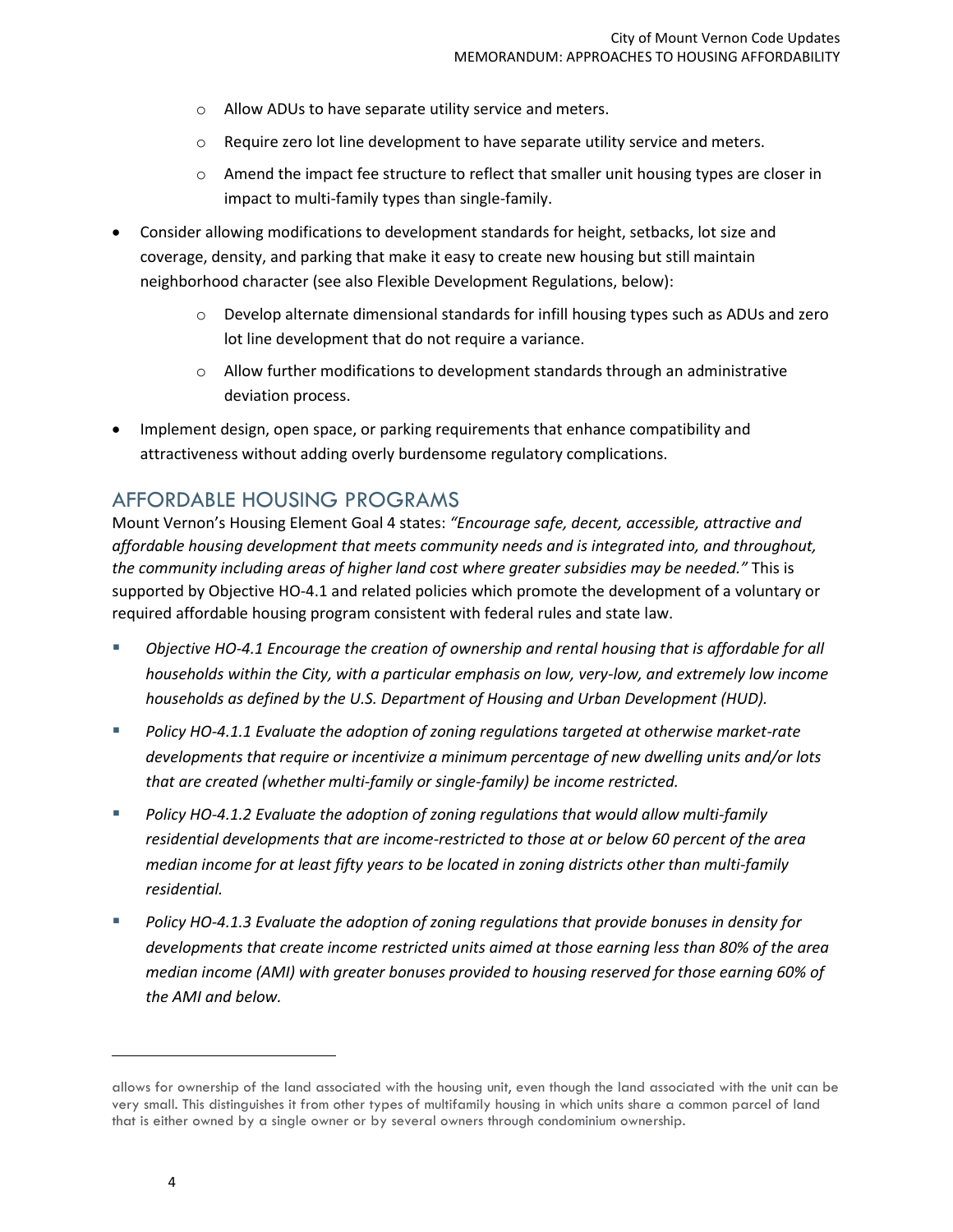- Allow ADUs to have separate utility service and meters.
  - Require zero lot line development to have separate utility service and meters.
  - Amend the impact fee structure to reflect that smaller unit housing types are closer in impact to multi-family types than single-family.

- Consider allowing modifications to development standards for height, setbacks, lot size and coverage, density, and parking that make it easy to create new housing but still maintain neighborhood character (see also Flexible Development Regulations, below):
  - Develop alternate dimensional standards for infill housing types such as ADUs and zero lot line development that do not require a variance.
  - Allow further modifications to development standards through an administrative deviation process.
- Implement design, open space, or parking requirements that enhance compatibility and attractiveness without adding overly burdensome regulatory complications.

## AFFORDABLE HOUSING PROGRAMS

Mount Vernon's Housing Element Goal 4 states: *"Encourage safe, decent, accessible, attractive and affordable housing development that meets community needs and is integrated into, and throughout, the community including areas of higher land cost where greater subsidies may be needed."* This is supported by Objective HO-4.1 and related policies which promote the development of a voluntary or required affordable housing program consistent with federal rules and state law.

- *Objective HO-4.1 Encourage the creation of ownership and rental housing that is affordable for all households within the City, with a particular emphasis on low, very-low, and extremely low income households as defined by the U.S. Department of Housing and Urban Development (HUD).*
- *Policy HO-4.1.1 Evaluate the adoption of zoning regulations targeted at otherwise market-rate developments that require or incentivize a minimum percentage of new dwelling units and/or lots that are created (whether multi-family or single-family) be income restricted.*
- *Policy HO-4.1.2 Evaluate the adoption of zoning regulations that would allow multi-family residential developments that are income-restricted to those at or below 60 percent of the area median income for at least fifty years to be located in zoning districts other than multi-family residential.*
- *Policy HO-4.1.3 Evaluate the adoption of zoning regulations that provide bonuses in density for developments that create income restricted units aimed at those earning less than 80% of the area median income (AMI) with greater bonuses provided to housing reserved for those earning 60% of the AMI and below.*

---

allows for ownership of the land associated with the housing unit, even though the land associated with the unit can be very small. This distinguishes it from other types of multifamily housing in which units share a common parcel of land that is either owned by a single owner or by several owners through condominium ownership.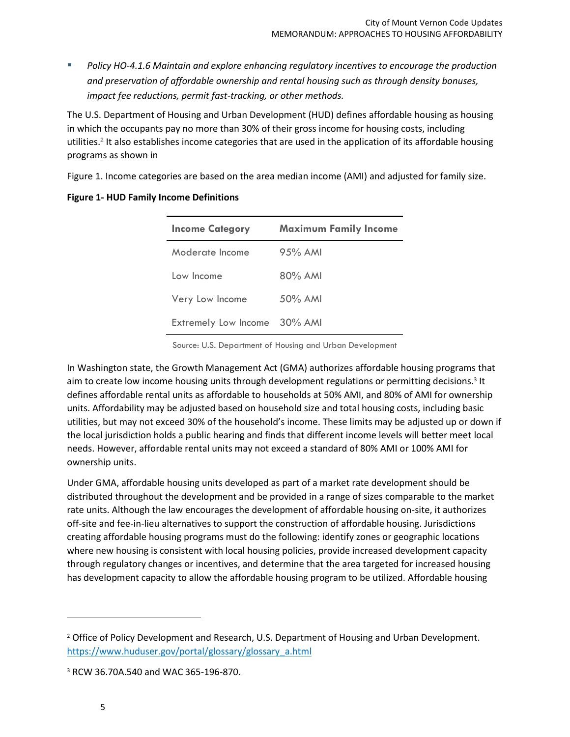- *Policy HO-4.1.6 Maintain and explore enhancing regulatory incentives to encourage the production and preservation of affordable ownership and rental housing such as through density bonuses, impact fee reductions, permit fast-tracking, or other methods.*

The U.S. Department of Housing and Urban Development (HUD) defines affordable housing as housing in which the occupants pay no more than 30% of their gross income for housing costs, including utilities.[2] It also establishes income categories that are used in the application of its affordable housing programs as shown in

Figure 1. Income categories are based on the area median income (AMI) and adjusted for family size.

**Figure 1- HUD Family Income Definitions**

| Income Category | Maximum Family Income |
|---|---|
| Moderate Income | 95% AMI |
| Low Income | 80% AMI |
| Very Low Income | 50% AMI |
| Extremely Low Income | 30% AMI |

Source: U.S. Department of Housing and Urban Development

In Washington state, the Growth Management Act (GMA) authorizes affordable housing programs that aim to create low income housing units through development regulations or permitting decisions.[3] It defines affordable rental units as affordable to households at 50% AMI, and 80% of AMI for ownership units. Affordability may be adjusted based on household size and total housing costs, including basic utilities, but may not exceed 30% of the household's income. These limits may be adjusted up or down if the local jurisdiction holds a public hearing and finds that different income levels will better meet local needs. However, affordable rental units may not exceed a standard of 80% AMI or 100% AMI for ownership units.

Under GMA, affordable housing units developed as part of a market rate development should be distributed throughout the development and be provided in a range of sizes comparable to the market rate units. Although the law encourages the development of affordable housing on-site, it authorizes off-site and fee-in-lieu alternatives to support the construction of affordable housing. Jurisdictions creating affordable housing programs must do the following: identify zones or geographic locations where new housing is consistent with local housing policies, provide increased development capacity through regulatory changes or incentives, and determine that the area targeted for increased housing has development capacity to allow the affordable housing program to be utilized. Affordable housing

---

[2] Office of Policy Development and Research, U.S. Department of Housing and Urban Development. https://www.huduser.gov/portal/glossary/glossary_a.html

[3] RCW 36.70A.540 and WAC 365-196-870.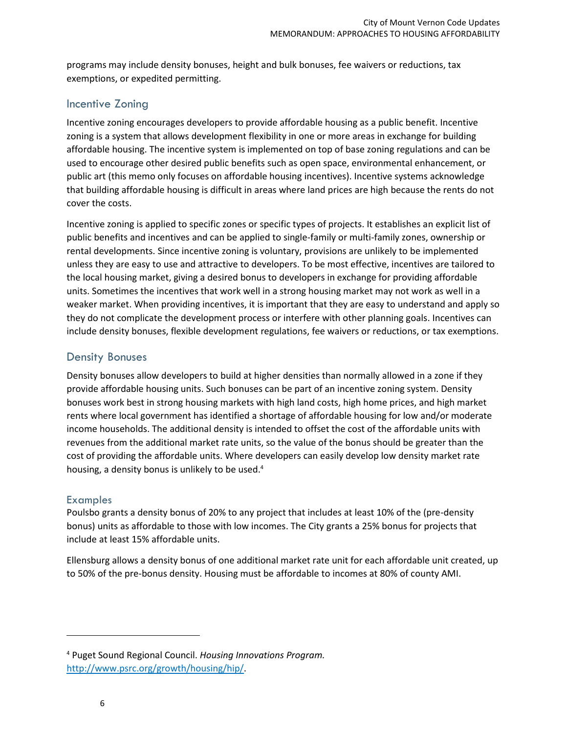programs may include density bonuses, height and bulk bonuses, fee waivers or reductions, tax exemptions, or expedited permitting.

## Incentive Zoning

Incentive zoning encourages developers to provide affordable housing as a public benefit. Incentive zoning is a system that allows development flexibility in one or more areas in exchange for building affordable housing. The incentive system is implemented on top of base zoning regulations and can be used to encourage other desired public benefits such as open space, environmental enhancement, or public art (this memo only focuses on affordable housing incentives). Incentive systems acknowledge that building affordable housing is difficult in areas where land prices are high because the rents do not cover the costs.

Incentive zoning is applied to specific zones or specific types of projects. It establishes an explicit list of public benefits and incentives and can be applied to single-family or multi-family zones, ownership or rental developments. Since incentive zoning is voluntary, provisions are unlikely to be implemented unless they are easy to use and attractive to developers. To be most effective, incentives are tailored to the local housing market, giving a desired bonus to developers in exchange for providing affordable units. Sometimes the incentives that work well in a strong housing market may not work as well in a weaker market. When providing incentives, it is important that they are easy to understand and apply so they do not complicate the development process or interfere with other planning goals. Incentives can include density bonuses, flexible development regulations, fee waivers or reductions, or tax exemptions.

## Density Bonuses

Density bonuses allow developers to build at higher densities than normally allowed in a zone if they provide affordable housing units. Such bonuses can be part of an incentive zoning system. Density bonuses work best in strong housing markets with high land costs, high home prices, and high market rents where local government has identified a shortage of affordable housing for low and/or moderate income households. The additional density is intended to offset the cost of the affordable units with revenues from the additional market rate units, so the value of the bonus should be greater than the cost of providing the affordable units. Where developers can easily develop low density market rate housing, a density bonus is unlikely to be used.[4]

### Examples

Poulsbo grants a density bonus of 20% to any project that includes at least 10% of the (pre-density bonus) units as affordable to those with low incomes. The City grants a 25% bonus for projects that include at least 15% affordable units.

Ellensburg allows a density bonus of one additional market rate unit for each affordable unit created, up to 50% of the pre-bonus density. Housing must be affordable to incomes at 80% of county AMI.

[4] Puget Sound Regional Council. *Housing Innovations Program.* http://www.psrc.org/growth/housing/hip/.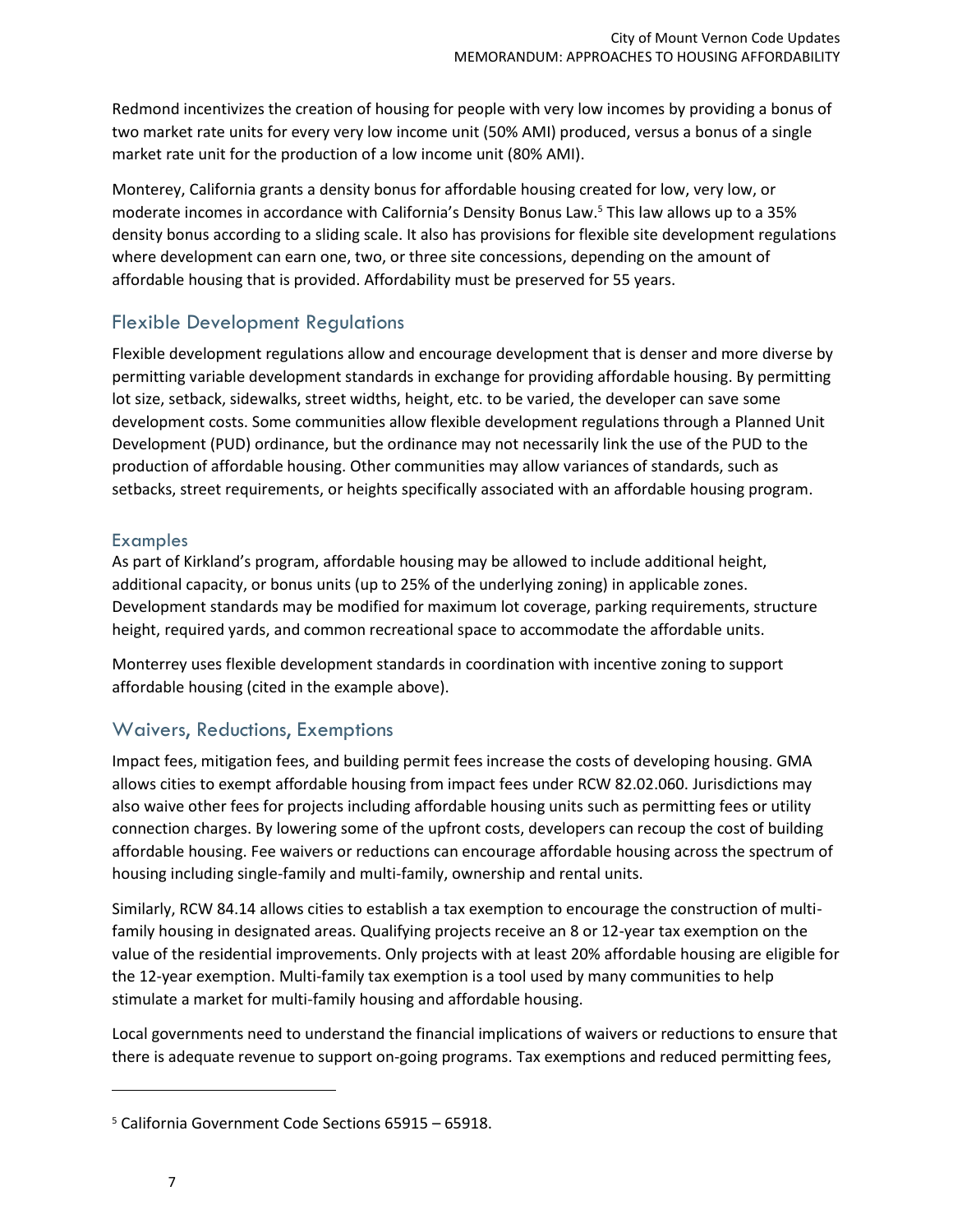Redmond incentivizes the creation of housing for people with very low incomes by providing a bonus of two market rate units for every very low income unit (50% AMI) produced, versus a bonus of a single market rate unit for the production of a low income unit (80% AMI).

Monterey, California grants a density bonus for affordable housing created for low, very low, or moderate incomes in accordance with California's Density Bonus Law.[5] This law allows up to a 35% density bonus according to a sliding scale. It also has provisions for flexible site development regulations where development can earn one, two, or three site concessions, depending on the amount of affordable housing that is provided. Affordability must be preserved for 55 years.

## Flexible Development Regulations

Flexible development regulations allow and encourage development that is denser and more diverse by permitting variable development standards in exchange for providing affordable housing. By permitting lot size, setback, sidewalks, street widths, height, etc. to be varied, the developer can save some development costs. Some communities allow flexible development regulations through a Planned Unit Development (PUD) ordinance, but the ordinance may not necessarily link the use of the PUD to the production of affordable housing. Other communities may allow variances of standards, such as setbacks, street requirements, or heights specifically associated with an affordable housing program.

### Examples

As part of Kirkland's program, affordable housing may be allowed to include additional height, additional capacity, or bonus units (up to 25% of the underlying zoning) in applicable zones. Development standards may be modified for maximum lot coverage, parking requirements, structure height, required yards, and common recreational space to accommodate the affordable units.

Monterrey uses flexible development standards in coordination with incentive zoning to support affordable housing (cited in the example above).

## Waivers, Reductions, Exemptions

Impact fees, mitigation fees, and building permit fees increase the costs of developing housing. GMA allows cities to exempt affordable housing from impact fees under RCW 82.02.060. Jurisdictions may also waive other fees for projects including affordable housing units such as permitting fees or utility connection charges. By lowering some of the upfront costs, developers can recoup the cost of building affordable housing. Fee waivers or reductions can encourage affordable housing across the spectrum of housing including single-family and multi-family, ownership and rental units.

Similarly, RCW 84.14 allows cities to establish a tax exemption to encourage the construction of multi-family housing in designated areas. Qualifying projects receive an 8 or 12-year tax exemption on the value of the residential improvements. Only projects with at least 20% affordable housing are eligible for the 12-year exemption. Multi-family tax exemption is a tool used by many communities to help stimulate a market for multi-family housing and affordable housing.

Local governments need to understand the financial implications of waivers or reductions to ensure that there is adequate revenue to support on-going programs. Tax exemptions and reduced permitting fees,

---

[5] California Government Code Sections 65915 – 65918.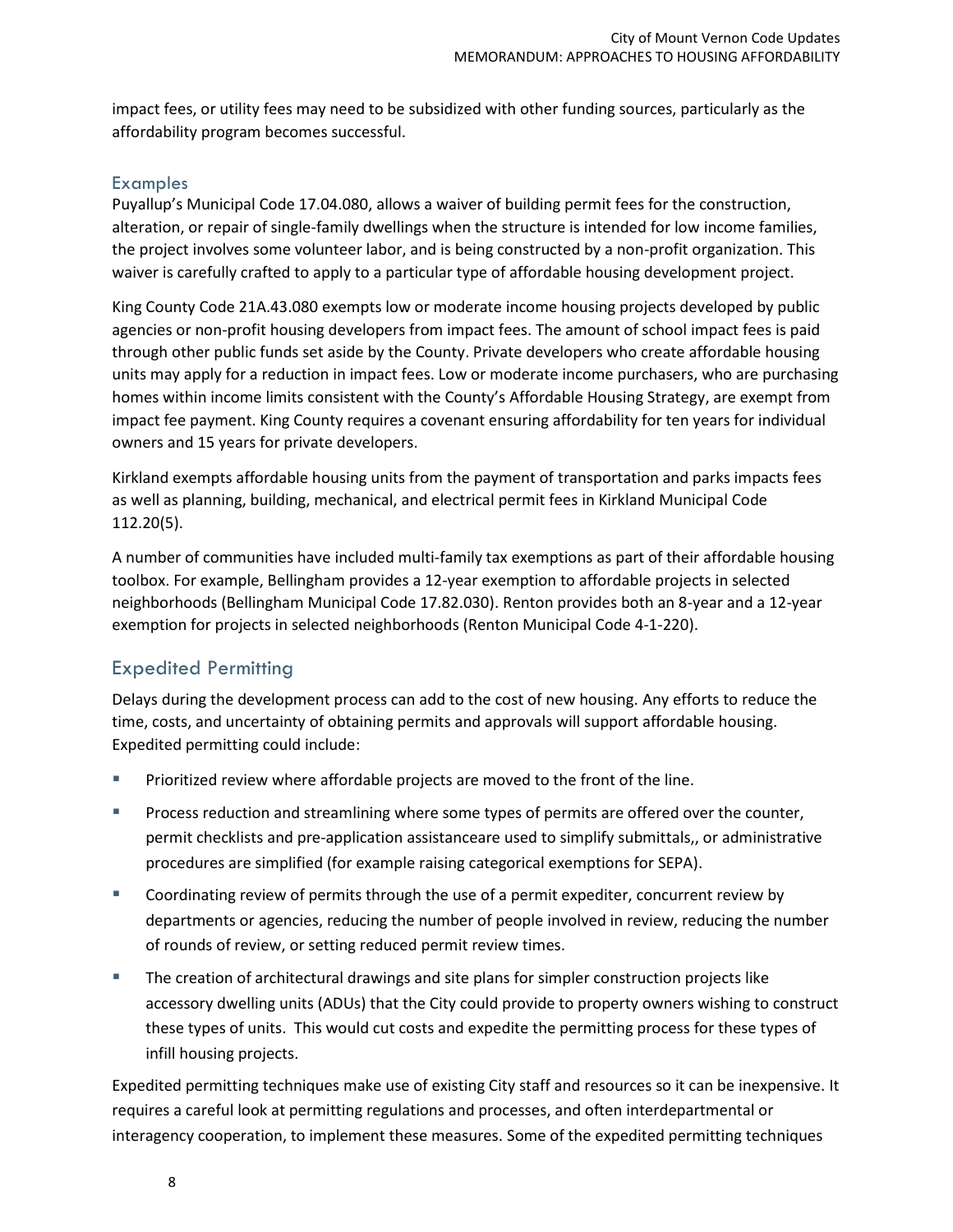impact fees, or utility fees may need to be subsidized with other funding sources, particularly as the affordability program becomes successful.

### Examples

Puyallup's Municipal Code 17.04.080, allows a waiver of building permit fees for the construction, alteration, or repair of single-family dwellings when the structure is intended for low income families, the project involves some volunteer labor, and is being constructed by a non-profit organization. This waiver is carefully crafted to apply to a particular type of affordable housing development project.

King County Code 21A.43.080 exempts low or moderate income housing projects developed by public agencies or non-profit housing developers from impact fees. The amount of school impact fees is paid through other public funds set aside by the County. Private developers who create affordable housing units may apply for a reduction in impact fees. Low or moderate income purchasers, who are purchasing homes within income limits consistent with the County's Affordable Housing Strategy, are exempt from impact fee payment. King County requires a covenant ensuring affordability for ten years for individual owners and 15 years for private developers.

Kirkland exempts affordable housing units from the payment of transportation and parks impacts fees as well as planning, building, mechanical, and electrical permit fees in Kirkland Municipal Code 112.20(5).

A number of communities have included multi-family tax exemptions as part of their affordable housing toolbox. For example, Bellingham provides a 12-year exemption to affordable projects in selected neighborhoods (Bellingham Municipal Code 17.82.030). Renton provides both an 8-year and a 12-year exemption for projects in selected neighborhoods (Renton Municipal Code 4-1-220).

## Expedited Permitting

Delays during the development process can add to the cost of new housing. Any efforts to reduce the time, costs, and uncertainty of obtaining permits and approvals will support affordable housing. Expedited permitting could include:

- Prioritized review where affordable projects are moved to the front of the line.
- Process reduction and streamlining where some types of permits are offered over the counter, permit checklists and pre-application assistanceare used to simplify submittals,, or administrative procedures are simplified (for example raising categorical exemptions for SEPA).
- Coordinating review of permits through the use of a permit expediter, concurrent review by departments or agencies, reducing the number of people involved in review, reducing the number of rounds of review, or setting reduced permit review times.
- The creation of architectural drawings and site plans for simpler construction projects like accessory dwelling units (ADUs) that the City could provide to property owners wishing to construct these types of units. This would cut costs and expedite the permitting process for these types of infill housing projects.

Expedited permitting techniques make use of existing City staff and resources so it can be inexpensive. It requires a careful look at permitting regulations and processes, and often interdepartmental or interagency cooperation, to implement these measures. Some of the expedited permitting techniques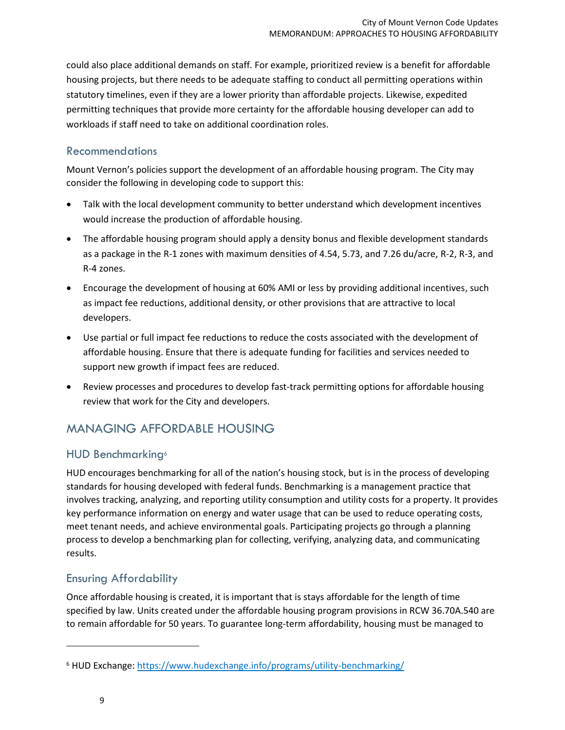could also place additional demands on staff. For example, prioritized review is a benefit for affordable housing projects, but there needs to be adequate staffing to conduct all permitting operations within statutory timelines, even if they are a lower priority than affordable projects. Likewise, expedited permitting techniques that provide more certainty for the affordable housing developer can add to workloads if staff need to take on additional coordination roles.

### Recommendations

Mount Vernon's policies support the development of an affordable housing program. The City may consider the following in developing code to support this:

- Talk with the local development community to better understand which development incentives would increase the production of affordable housing.
- The affordable housing program should apply a density bonus and flexible development standards as a package in the R-1 zones with maximum densities of 4.54, 5.73, and 7.26 du/acre, R-2, R-3, and R-4 zones.
- Encourage the development of housing at 60% AMI or less by providing additional incentives, such as impact fee reductions, additional density, or other provisions that are attractive to local developers.
- Use partial or full impact fee reductions to reduce the costs associated with the development of affordable housing. Ensure that there is adequate funding for facilities and services needed to support new growth if impact fees are reduced.
- Review processes and procedures to develop fast-track permitting options for affordable housing review that work for the City and developers.

## MANAGING AFFORDABLE HOUSING

### HUD Benchmarking[6]

HUD encourages benchmarking for all of the nation's housing stock, but is in the process of developing standards for housing developed with federal funds. Benchmarking is a management practice that involves tracking, analyzing, and reporting utility consumption and utility costs for a property. It provides key performance information on energy and water usage that can be used to reduce operating costs, meet tenant needs, and achieve environmental goals. Participating projects go through a planning process to develop a benchmarking plan for collecting, verifying, analyzing data, and communicating results.

### Ensuring Affordability

Once affordable housing is created, it is important that is stays affordable for the length of time specified by law. Units created under the affordable housing program provisions in RCW 36.70A.540 are to remain affordable for 50 years. To guarantee long-term affordability, housing must be managed to

---

[6] HUD Exchange: https://www.hudexchange.info/programs/utility-benchmarking/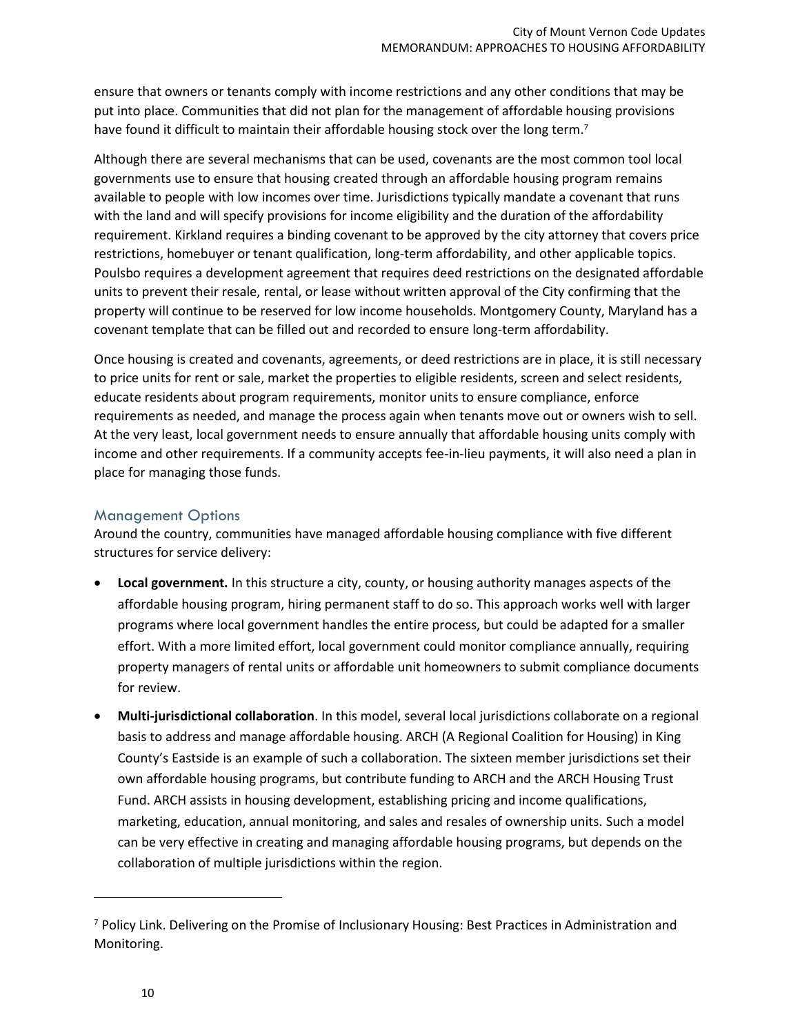ensure that owners or tenants comply with income restrictions and any other conditions that may be put into place. Communities that did not plan for the management of affordable housing provisions have found it difficult to maintain their affordable housing stock over the long term.[7]

Although there are several mechanisms that can be used, covenants are the most common tool local governments use to ensure that housing created through an affordable housing program remains available to people with low incomes over time. Jurisdictions typically mandate a covenant that runs with the land and will specify provisions for income eligibility and the duration of the affordability requirement. Kirkland requires a binding covenant to be approved by the city attorney that covers price restrictions, homebuyer or tenant qualification, long-term affordability, and other applicable topics. Poulsbo requires a development agreement that requires deed restrictions on the designated affordable units to prevent their resale, rental, or lease without written approval of the City confirming that the property will continue to be reserved for low income households. Montgomery County, Maryland has a covenant template that can be filled out and recorded to ensure long-term affordability.

Once housing is created and covenants, agreements, or deed restrictions are in place, it is still necessary to price units for rent or sale, market the properties to eligible residents, screen and select residents, educate residents about program requirements, monitor units to ensure compliance, enforce requirements as needed, and manage the process again when tenants move out or owners wish to sell. At the very least, local government needs to ensure annually that affordable housing units comply with income and other requirements. If a community accepts fee-in-lieu payments, it will also need a plan in place for managing those funds.

## Management Options

Around the country, communities have managed affordable housing compliance with five different structures for service delivery:

- **Local government.** In this structure a city, county, or housing authority manages aspects of the affordable housing program, hiring permanent staff to do so. This approach works well with larger programs where local government handles the entire process, but could be adapted for a smaller effort. With a more limited effort, local government could monitor compliance annually, requiring property managers of rental units or affordable unit homeowners to submit compliance documents for review.
- **Multi-jurisdictional collaboration**. In this model, several local jurisdictions collaborate on a regional basis to address and manage affordable housing. ARCH (A Regional Coalition for Housing) in King County's Eastside is an example of such a collaboration. The sixteen member jurisdictions set their own affordable housing programs, but contribute funding to ARCH and the ARCH Housing Trust Fund. ARCH assists in housing development, establishing pricing and income qualifications, marketing, education, annual monitoring, and sales and resales of ownership units. Such a model can be very effective in creating and managing affordable housing programs, but depends on the collaboration of multiple jurisdictions within the region.

[7] Policy Link. Delivering on the Promise of Inclusionary Housing: Best Practices in Administration and Monitoring.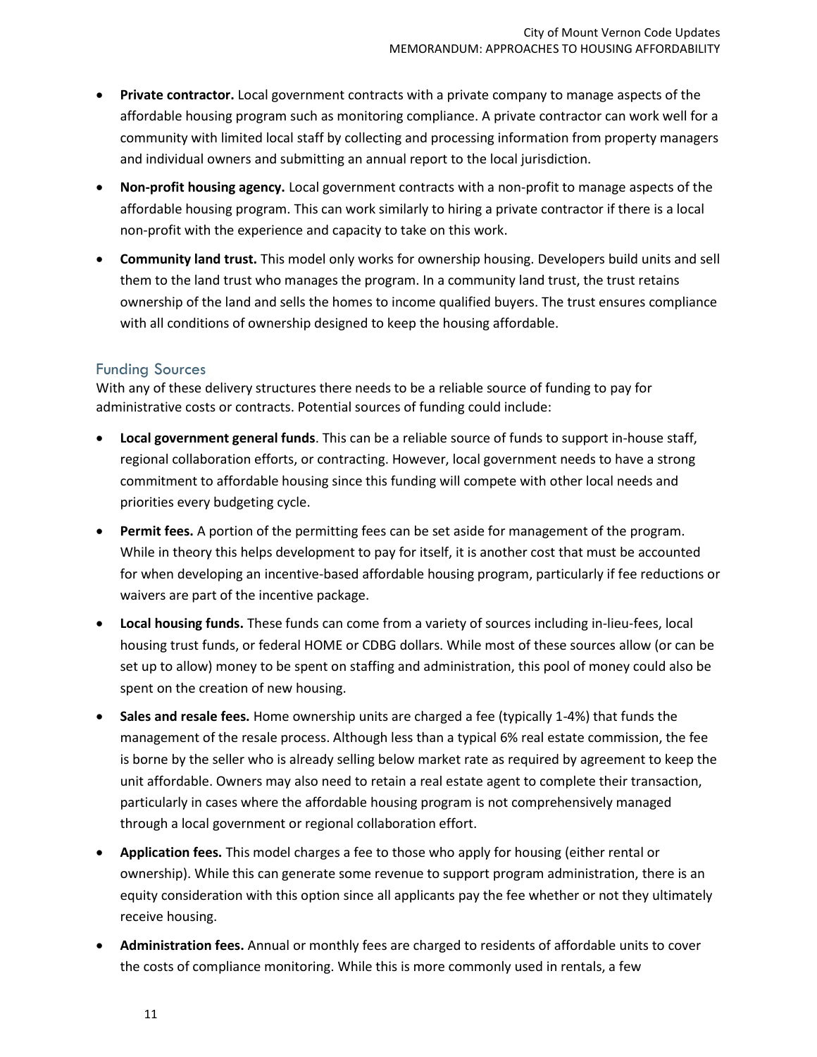- **Private contractor.** Local government contracts with a private company to manage aspects of the affordable housing program such as monitoring compliance. A private contractor can work well for a community with limited local staff by collecting and processing information from property managers and individual owners and submitting an annual report to the local jurisdiction.
- **Non-profit housing agency.** Local government contracts with a non-profit to manage aspects of the affordable housing program. This can work similarly to hiring a private contractor if there is a local non-profit with the experience and capacity to take on this work.
- **Community land trust.** This model only works for ownership housing. Developers build units and sell them to the land trust who manages the program. In a community land trust, the trust retains ownership of the land and sells the homes to income qualified buyers. The trust ensures compliance with all conditions of ownership designed to keep the housing affordable.

### Funding Sources

With any of these delivery structures there needs to be a reliable source of funding to pay for administrative costs or contracts. Potential sources of funding could include:

- **Local government general funds**. This can be a reliable source of funds to support in-house staff, regional collaboration efforts, or contracting. However, local government needs to have a strong commitment to affordable housing since this funding will compete with other local needs and priorities every budgeting cycle.
- **Permit fees.** A portion of the permitting fees can be set aside for management of the program. While in theory this helps development to pay for itself, it is another cost that must be accounted for when developing an incentive-based affordable housing program, particularly if fee reductions or waivers are part of the incentive package.
- **Local housing funds.** These funds can come from a variety of sources including in-lieu-fees, local housing trust funds, or federal HOME or CDBG dollars. While most of these sources allow (or can be set up to allow) money to be spent on staffing and administration, this pool of money could also be spent on the creation of new housing.
- **Sales and resale fees.** Home ownership units are charged a fee (typically 1-4%) that funds the management of the resale process. Although less than a typical 6% real estate commission, the fee is borne by the seller who is already selling below market rate as required by agreement to keep the unit affordable. Owners may also need to retain a real estate agent to complete their transaction, particularly in cases where the affordable housing program is not comprehensively managed through a local government or regional collaboration effort.
- **Application fees.** This model charges a fee to those who apply for housing (either rental or ownership). While this can generate some revenue to support program administration, there is an equity consideration with this option since all applicants pay the fee whether or not they ultimately receive housing.
- **Administration fees.** Annual or monthly fees are charged to residents of affordable units to cover the costs of compliance monitoring. While this is more commonly used in rentals, a few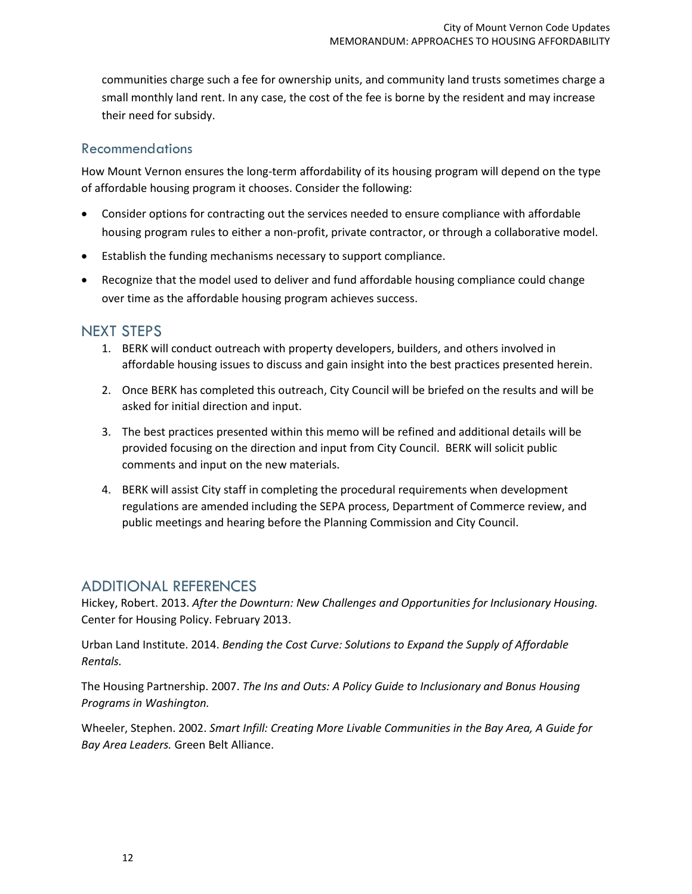communities charge such a fee for ownership units, and community land trusts sometimes charge a small monthly land rent. In any case, the cost of the fee is borne by the resident and may increase their need for subsidy.

### Recommendations

How Mount Vernon ensures the long-term affordability of its housing program will depend on the type of affordable housing program it chooses. Consider the following:

- Consider options for contracting out the services needed to ensure compliance with affordable housing program rules to either a non-profit, private contractor, or through a collaborative model.
- Establish the funding mechanisms necessary to support compliance.
- Recognize that the model used to deliver and fund affordable housing compliance could change over time as the affordable housing program achieves success.

## NEXT STEPS

1. BERK will conduct outreach with property developers, builders, and others involved in affordable housing issues to discuss and gain insight into the best practices presented herein.
2. Once BERK has completed this outreach, City Council will be briefed on the results and will be asked for initial direction and input.
3. The best practices presented within this memo will be refined and additional details will be provided focusing on the direction and input from City Council. BERK will solicit public comments and input on the new materials.
4. BERK will assist City staff in completing the procedural requirements when development regulations are amended including the SEPA process, Department of Commerce review, and public meetings and hearing before the Planning Commission and City Council.

## ADDITIONAL REFERENCES

Hickey, Robert. 2013. *After the Downturn: New Challenges and Opportunities for Inclusionary Housing.* Center for Housing Policy. February 2013.

Urban Land Institute. 2014. *Bending the Cost Curve: Solutions to Expand the Supply of Affordable Rentals.*

The Housing Partnership. 2007. *The Ins and Outs: A Policy Guide to Inclusionary and Bonus Housing Programs in Washington.*

Wheeler, Stephen. 2002. *Smart Infill: Creating More Livable Communities in the Bay Area, A Guide for Bay Area Leaders.* Green Belt Alliance.